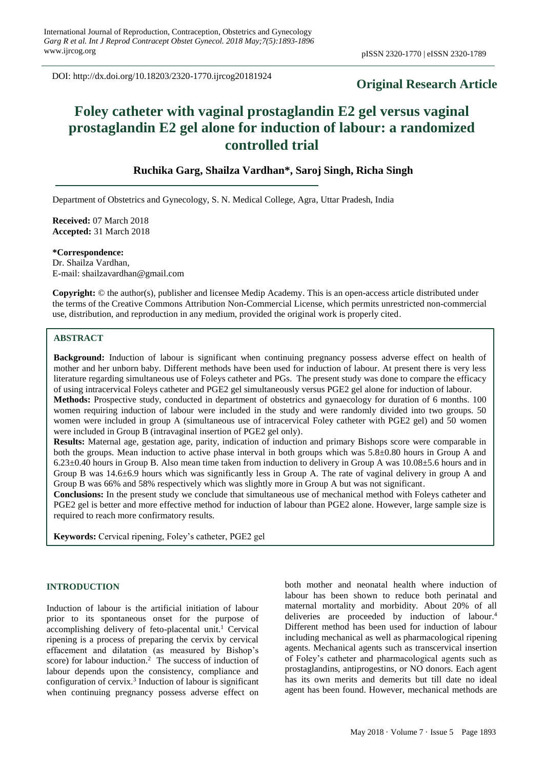DOI: http://dx.doi.org/10.18203/2320-1770.ijrcog20181924

**Original Research Article**

# Foley catheter with vaginal prostaglandin E2 gel versus vaginal prostaglandin E2 gel alone for induction of labour: a randomized controlled trial

**Ruchika Garg, Shailza Vardhan*, Saroj Singh, Richa Singh**

Department of Obstetrics and Gynecology, S. N. Medical College, Agra, Uttar Pradesh, India

**Received:** 07 March 2018
**Accepted:** 31 March 2018

**\*Correspondence:**
Dr. Shailza Vardhan,
E-mail: shailzavardhan@gmail.com

**Copyright:** © the author(s), publisher and licensee Medip Academy. This is an open-access article distributed under the terms of the Creative Commons Attribution Non-Commercial License, which permits unrestricted non-commercial use, distribution, and reproduction in any medium, provided the original work is properly cited.

## ABSTRACT

**Background:** Induction of labour is significant when continuing pregnancy possess adverse effect on health of mother and her unborn baby. Different methods have been used for induction of labour. At present there is very less literature regarding simultaneous use of Foleys catheter and PGs. The present study was done to compare the efficacy of using intracervical Foleys catheter and PGE2 gel simultaneously versus PGE2 gel alone for induction of labour.

**Methods:** Prospective study, conducted in department of obstetrics and gynaecology for duration of 6 months. 100 women requiring induction of labour were included in the study and were randomly divided into two groups. 50 women were included in group A (simultaneous use of intracervical Foley catheter with PGE2 gel) and 50 women were included in Group B (intravaginal insertion of PGE2 gel only).

**Results:** Maternal age, gestation age, parity, indication of induction and primary Bishops score were comparable in both the groups. Mean induction to active phase interval in both groups which was 5.8±0.80 hours in Group A and 6.23±0.40 hours in Group B. Also mean time taken from induction to delivery in Group A was 10.08±5.6 hours and in Group B was 14.6±6.9 hours which was significantly less in Group A. The rate of vaginal delivery in group A and Group B was 66% and 58% respectively which was slightly more in Group A but was not significant.

**Conclusions:** In the present study we conclude that simultaneous use of mechanical method with Foleys catheter and PGE2 gel is better and more effective method for induction of labour than PGE2 alone. However, large sample size is required to reach more confirmatory results.

**Keywords:** Cervical ripening, Foley's catheter, PGE2 gel

## INTRODUCTION

Induction of labour is the artificial initiation of labour prior to its spontaneous onset for the purpose of accomplishing delivery of feto-placental unit.[1] Cervical ripening is a process of preparing the cervix by cervical effacement and dilatation (as measured by Bishop's score) for labour induction.[2] The success of induction of labour depends upon the consistency, compliance and configuration of cervix.[3] Induction of labour is significant when continuing pregnancy possess adverse effect on both mother and neonatal health where induction of labour has been shown to reduce both perinatal and maternal mortality and morbidity. About 20% of all deliveries are proceeded by induction of labour.[4] Different method has been used for induction of labour including mechanical as well as pharmacological ripening agents. Mechanical agents such as transcervical insertion of Foley's catheter and pharmacological agents such as prostaglandins, antiprogestins, or NO donors. Each agent has its own merits and demerits but till date no ideal agent has been found. However, mechanical methods are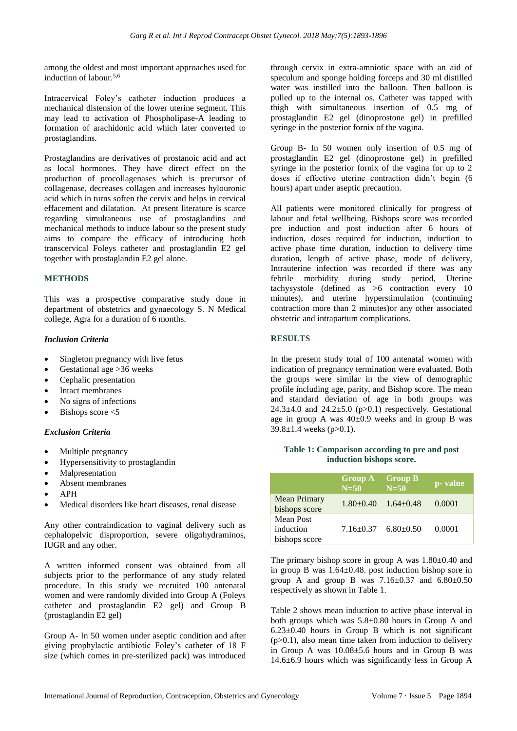among the oldest and most important approaches used for induction of labour.[5,6]

Intracervical Foley's catheter induction produces a mechanical distension of the lower uterine segment. This may lead to activation of Phospholipase-A leading to formation of arachidonic acid which later converted to prostaglandins.

Prostaglandins are derivatives of prostanoic acid and act as local hormones. They have direct effect on the production of procollagenases which is precursor of collagenase, decreases collagen and increases hylouronic acid which in turns soften the cervix and helps in cervical effacement and dilatation. At present literature is scarce regarding simultaneous use of prostaglandins and mechanical methods to induce labour so the present study aims to compare the efficacy of introducing both transcervical Foleys catheter and prostaglandin E2 gel together with prostaglandin E2 gel alone.

## METHODS

This was a prospective comparative study done in department of obstetrics and gynaecology S. N Medical college, Agra for a duration of 6 months.

### *Inclusion Criteria*

- Singleton pregnancy with live fetus
- Gestational age >36 weeks
- Cephalic presentation
- Intact membranes
- No signs of infections
- Bishops score <5

### *Exclusion Criteria*

- Multiple pregnancy
- Hypersensitivity to prostaglandin
- Malpresentation
- Absent membranes
- APH
- Medical disorders like heart diseases, renal disease

Any other contraindication to vaginal delivery such as cephalopelvic disproportion, severe oligohydraminos, IUGR and any other.

A written informed consent was obtained from all subjects prior to the performance of any study related procedure. In this study we recruited 100 antenatal women and were randomly divided into Group A (Foleys catheter and prostaglandin E2 gel) and Group B (prostaglandin E2 gel)

Group A- In 50 women under aseptic condition and after giving prophylactic antibiotic Foley's catheter of 18 F size (which comes in pre-sterilized pack) was introduced through cervix in extra-amniotic space with an aid of speculum and sponge holding forceps and 30 ml distilled water was instilled into the balloon. Then balloon is pulled up to the internal os. Catheter was tapped with thigh with simultaneous insertion of 0.5 mg of prostaglandin E2 gel (dinoprostone gel) in prefilled syringe in the posterior fornix of the vagina.

Group B- In 50 women only insertion of 0.5 mg of prostaglandin E2 gel (dinoprostone gel) in prefilled syringe in the posterior fornix of the vagina for up to 2 doses if effective uterine contraction didn't begin (6 hours) apart under aseptic precaution.

All patients were monitored clinically for progress of labour and fetal wellbeing. Bishops score was recorded pre induction and post induction after 6 hours of induction, doses required for induction, induction to active phase time duration, induction to delivery time duration, length of active phase, mode of delivery, Intrauterine infection was recorded if there was any febrile morbidity during study period, Uterine tachysystole (defined as >6 contraction every 10 minutes), and uterine hyperstimulation (continuing contraction more than 2 minutes)or any other associated obstetric and intrapartum complications.

## RESULTS

In the present study total of 100 antenatal women with indication of pregnancy termination were evaluated. Both the groups were similar in the view of demographic profile including age, parity, and Bishop score. The mean and standard deviation of age in both groups was 24.3±4.0 and 24.2±5.0 ($p>0.1$) respectively. Gestational age in group A was 40±0.9 weeks and in group B was 39.8±1.4 weeks ($p>0.1$).

**Table 1: Comparison according to pre and post induction bishops score.**

| | Group A N=50 | Group B N=50 | p- value |
|---|---|---|---|
| Mean Primary bishops score | 1.80±0.40 | 1.64±0.48 | 0.0001 |
| Mean Post induction bishops score | 7.16±0.37 | 6.80±0.50 | 0.0001 |

The primary bishop score in group A was 1.80±0.40 and in group B was 1.64±0.48. post induction bishop sore in group A and group B was 7.16±0.37 and 6.80±0.50 respectively as shown in Table 1.

Table 2 shows mean induction to active phase interval in both groups which was 5.8±0.80 hours in Group A and 6.23±0.40 hours in Group B which is not significant ($p>0.1$), also mean time taken from induction to delivery in Group A was 10.08±5.6 hours and in Group B was 14.6±6.9 hours which was significantly less in Group A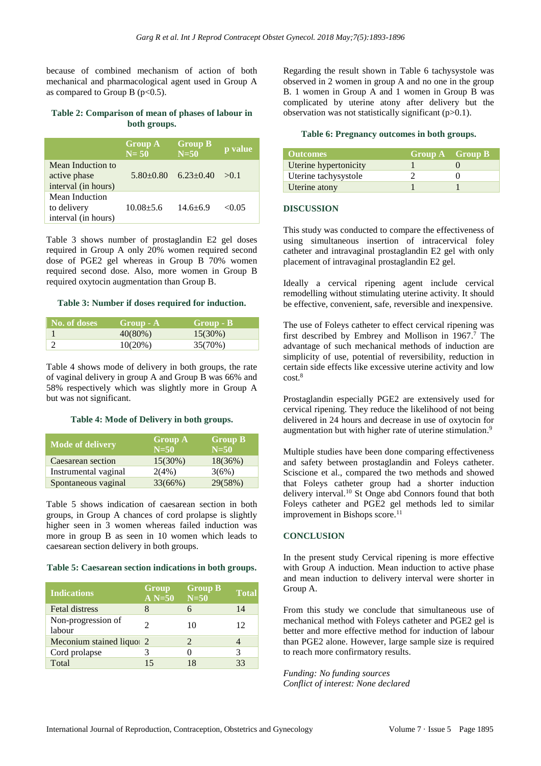because of combined mechanism of action of both mechanical and pharmacological agent used in Group A as compared to Group B ($p<0.5$).

**Table 2: Comparison of mean of phases of labour in both groups.**

| | Group A N= 50 | Group B N=50 | p value |
|---|---|---|---|
| Mean Induction to active phase interval (in hours) | 5.80±0.80 | 6.23±0.40 | >0.1 |
| Mean Induction to delivery interval (in hours) | 10.08±5.6 | 14.6±6.9 | <0.05 |

Table 3 shows number of prostaglandin E2 gel doses required in Group A only 20% women required second dose of PGE2 gel whereas in Group B 70% women required second dose. Also, more women in Group B required oxytocin augmentation than Group B.

**Table 3: Number if doses required for induction.**

| No. of doses | Group - A | Group - B |
|---|---|---|
| 1 | 40(80%) | 15(30%) |
| 2 | 10(20%) | 35(70%) |

Table 4 shows mode of delivery in both groups, the rate of vaginal delivery in group A and Group B was 66% and 58% respectively which was slightly more in Group A but was not significant.

**Table 4: Mode of Delivery in both groups.**

| Mode of delivery | Group A N=50 | Group B N=50 |
|---|---|---|
| Caesarean section | 15(30%) | 18(36%) |
| Instrumental vaginal | 2(4%) | 3(6%) |
| Spontaneous vaginal | 33(66%) | 29(58%) |

Table 5 shows indication of caesarean section in both groups, in Group A chances of cord prolapse is slightly higher seen in 3 women whereas failed induction was more in group B as seen in 10 women which leads to caesarean section delivery in both groups.

**Table 5: Caesarean section indications in both groups.**

| Indications | Group A N=50 | Group B N=50 | Total |
|---|---|---|---|
| Fetal distress | 8 | 6 | 14 |
| Non-progression of labour | 2 | 10 | 12 |
| Meconium stained liquor | 2 | 2 | 4 |
| Cord prolapse | 3 | 0 | 3 |
| Total | 15 | 18 | 33 |

Regarding the result shown in Table 6 tachysystole was observed in 2 women in group A and no one in the group B. 1 women in Group A and 1 women in Group B was complicated by uterine atony after delivery but the observation was not statistically significant ($p>0.1$).

**Table 6: Pregnancy outcomes in both groups.**

| Outcomes | Group A | Group B |
|---|---|---|
| Uterine hypertonicity | 1 | 0 |
| Uterine tachysystole | 2 | 0 |
| Uterine atony | 1 | 1 |

## DISCUSSION

This study was conducted to compare the effectiveness of using simultaneous insertion of intracervical foley catheter and intravaginal prostaglandin E2 gel with only placement of intravaginal prostaglandin E2 gel.

Ideally a cervical ripening agent include cervical remodelling without stimulating uterine activity. It should be effective, convenient, safe, reversible and inexpensive.

The use of Foleys catheter to effect cervical ripening was first described by Embrey and Mollison in 1967.[7] The advantage of such mechanical methods of induction are simplicity of use, potential of reversibility, reduction in certain side effects like excessive uterine activity and low cost.[8]

Prostaglandin especially PGE2 are extensively used for cervical ripening. They reduce the likelihood of not being delivered in 24 hours and decrease in use of oxytocin for augmentation but with higher rate of uterine stimulation.[9]

Multiple studies have been done comparing effectiveness and safety between prostaglandin and Foleys catheter. Sciscione et al., compared the two methods and showed that Foleys catheter group had a shorter induction delivery interval.[10] St Onge abd Connors found that both Foleys catheter and PGE2 gel methods led to similar improvement in Bishops score.[11]

## CONCLUSION

In the present study Cervical ripening is more effective with Group A induction. Mean induction to active phase and mean induction to delivery interval were shorter in Group A.

From this study we conclude that simultaneous use of mechanical method with Foleys catheter and PGE2 gel is better and more effective method for induction of labour than PGE2 alone. However, large sample size is required to reach more confirmatory results.

*Funding: No funding sources*
*Conflict of interest: None declared*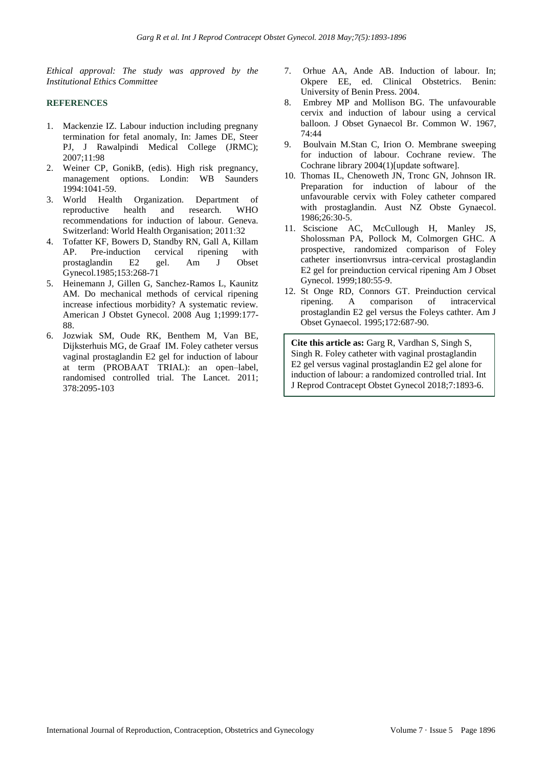*Ethical approval: The study was approved by the Institutional Ethics Committee*

## REFERENCES

1. Mackenzie IZ. Labour induction including pregnany termination for fetal anomaly, In: James DE, Steer PJ, J Rawalpindi Medical College (JRMC); 2007;11:98
2. Weiner CP, GonikB, (edis). High risk pregnancy, management options. Londin: WB Saunders 1994:1041-59.
3. World Health Organization. Department of reproductive health and research. WHO recommendations for induction of labour. Geneva. Switzerland: World Health Organisation; 2011:32
4. Tofatter KF, Bowers D, Standby RN, Gall A, Killam AP. Pre-induction cervical ripening with prostaglandin E2 gel. Am J Obset Gynecol.1985;153:268-71
5. Heinemann J, Gillen G, Sanchez-Ramos L, Kaunitz AM. Do mechanical methods of cervical ripening increase infectious morbidity? A systematic review. American J Obstet Gynecol. 2008 Aug 1;1999:177-88.
6. Jozwiak SM, Oude RK, Benthem M, Van BE, Dijksterhuis MG, de Graaf IM. Foley catheter versus vaginal prostaglandin E2 gel for induction of labour at term (PROBAAT TRIAL): an open–label, randomised controlled trial. The Lancet. 2011; 378:2095-103
7. Orhue AA, Ande AB. Induction of labour. In; Okpere EE, ed. Clinical Obstetrics. Benin: University of Benin Press. 2004.
8. Embrey MP and Mollison BG. The unfavourable cervix and induction of labour using a cervical balloon. J Obset Gynaecol Br. Common W. 1967, 74:44
9. Boulvain M.Stan C, Irion O. Membrane sweeping for induction of labour. Cochrane review. The Cochrane library 2004(1)[update software].
10. Thomas IL, Chenoweth JN, Tronc GN, Johnson IR. Preparation for induction of labour of the unfavourable cervix with Foley catheter compared with prostaglandin. Aust NZ Obste Gynaecol. 1986;26:30-5.
11. Sciscione AC, McCullough H, Manley JS, Sholossman PA, Pollock M, Colmorgen GHC. A prospective, randomized comparison of Foley catheter insertionvrsus intra-cervical prostaglandin E2 gel for preinduction cervical ripening Am J Obset Gynecol. 1999;180:55-9.
12. St Onge RD, Connors GT. Preinduction cervical ripening. A comparison of intracervical prostaglandin E2 gel versus the Foleys cathter. Am J Obset Gynaecol. 1995;172:687-90.

**Cite this article as:** Garg R, Vardhan S, Singh S, Singh R. Foley catheter with vaginal prostaglandin E2 gel versus vaginal prostaglandin E2 gel alone for induction of labour: a randomized controlled trial. Int J Reprod Contracept Obstet Gynecol 2018;7:1893-6.